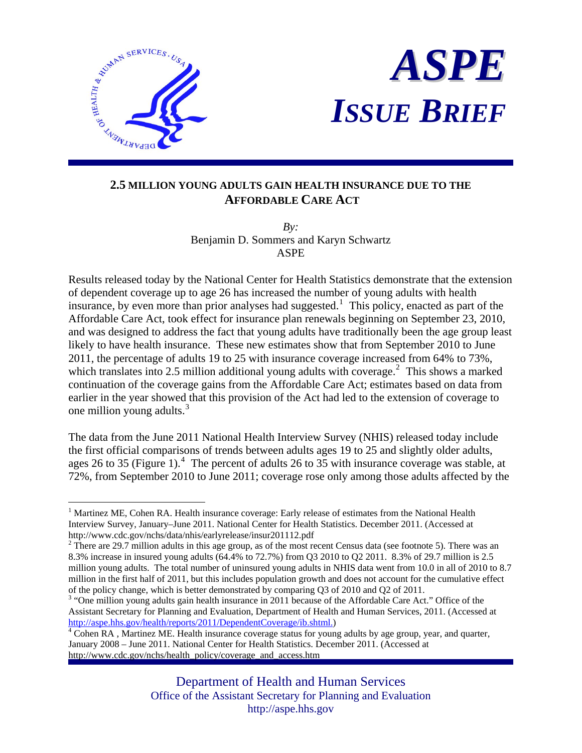# ASPE

## *ISSUE BRIEF*

### 2.5 MILLION YOUNG ADULTS GAIN HEALTH INSURANCE DUE TO THE AFFORDABLE CARE ACT

*By:*
Benjamin D. Sommers and Karyn Schwartz
ASPE

Results released today by the National Center for Health Statistics demonstrate that the extension of dependent coverage up to age 26 has increased the number of young adults with health insurance, by even more than prior analyses had suggested.[1] This policy, enacted as part of the Affordable Care Act, took effect for insurance plan renewals beginning on September 23, 2010, and was designed to address the fact that young adults have traditionally been the age group least likely to have health insurance. These new estimates show that from September 2010 to June 2011, the percentage of adults 19 to 25 with insurance coverage increased from 64% to 73%, which translates into 2.5 million additional young adults with coverage.[2] This shows a marked continuation of the coverage gains from the Affordable Care Act; estimates based on data from earlier in the year showed that this provision of the Act had led to the extension of coverage to one million young adults.[3]

The data from the June 2011 National Health Interview Survey (NHIS) released today include the first official comparisons of trends between adults ages 19 to 25 and slightly older adults, ages 26 to 35 (Figure 1).[4] The percent of adults 26 to 35 with insurance coverage was stable, at 72%, from September 2010 to June 2011; coverage rose only among those adults affected by the

---

[1] Martinez ME, Cohen RA. Health insurance coverage: Early release of estimates from the National Health Interview Survey, January–June 2011. National Center for Health Statistics. December 2011. (Accessed at http://www.cdc.gov/nchs/data/nhis/earlyrelease/insur201112.pdf

[2] There are 29.7 million adults in this age group, as of the most recent Census data (see footnote 5). There was an 8.3% increase in insured young adults (64.4% to 72.7%) from Q3 2010 to Q2 2011. 8.3% of 29.7 million is 2.5 million young adults. The total number of uninsured young adults in NHIS data went from 10.0 in all of 2010 to 8.7 million in the first half of 2011, but this includes population growth and does not account for the cumulative effect of the policy change, which is better demonstrated by comparing Q3 of 2010 and Q2 of 2011.

[3] "One million young adults gain health insurance in 2011 because of the Affordable Care Act." Office of the Assistant Secretary for Planning and Evaluation, Department of Health and Human Services, 2011. (Accessed at http://aspe.hhs.gov/health/reports/2011/DependentCoverage/ib.shtml.)

[4] Cohen RA , Martinez ME. Health insurance coverage status for young adults by age group, year, and quarter, January 2008 – June 2011. National Center for Health Statistics. December 2011. (Accessed at http://www.cdc.gov/nchs/health_policy/coverage_and_access.htm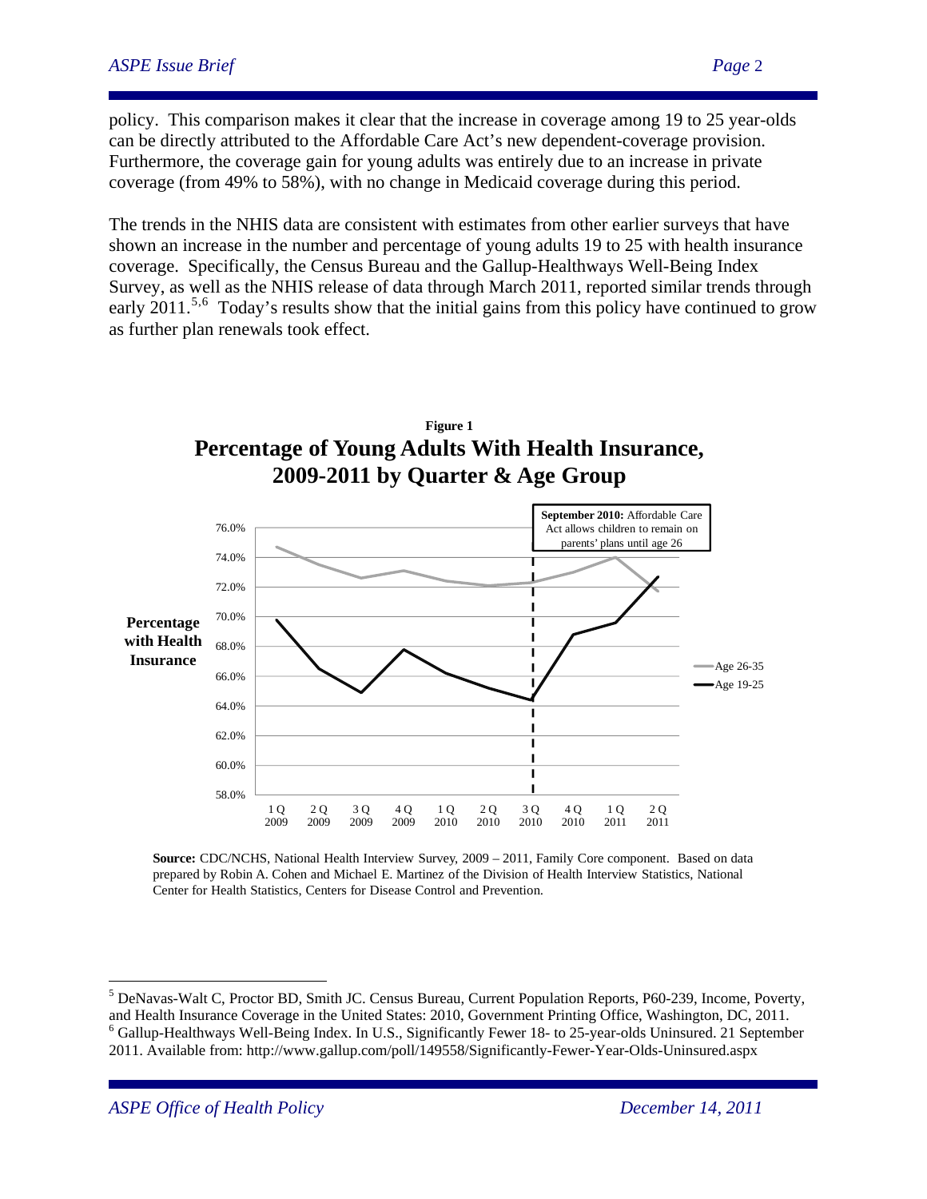policy. This comparison makes it clear that the increase in coverage among 19 to 25 year-olds can be directly attributed to the Affordable Care Act's new dependent-coverage provision. Furthermore, the coverage gain for young adults was entirely due to an increase in private coverage (from 49% to 58%), with no change in Medicaid coverage during this period.

The trends in the NHIS data are consistent with estimates from other earlier surveys that have shown an increase in the number and percentage of young adults 19 to 25 with health insurance coverage. Specifically, the Census Bureau and the Gallup-Healthways Well-Being Index Survey, as well as the NHIS release of data through March 2011, reported similar trends through early 2011.[5,6] Today's results show that the initial gains from this policy have continued to grow as further plan renewals took effect.

**Figure 1**

**Percentage of Young Adults With Health Insurance, 2009-2011 by Quarter & Age Group**

**September 2010:** Affordable Care Act allows children to remain on parents' plans until age 26

Percentage with Health Insurance

76.0%
74.0%
72.0%
70.0%
68.0%
66.0%
64.0%
62.0%
60.0%
58.0%

1 Q 2009
2 Q 2009
3 Q 2009
4 Q 2009
1 Q 2010
2 Q 2010
3 Q 2010
4 Q 2010
1 Q 2011
2 Q 2011

Age 26-35
Age 19-25

**Source:** CDC/NCHS, National Health Interview Survey, 2009 – 2011, Family Core component. Based on data prepared by Robin A. Cohen and Michael E. Martinez of the Division of Health Interview Statistics, National Center for Health Statistics, Centers for Disease Control and Prevention.

---

[5] DeNavas-Walt C, Proctor BD, Smith JC. Census Bureau, Current Population Reports, P60-239, Income, Poverty, and Health Insurance Coverage in the United States: 2010, Government Printing Office, Washington, DC, 2011.

[6] Gallup-Healthways Well-Being Index. In U.S., Significantly Fewer 18- to 25-year-olds Uninsured. 21 September 2011. Available from: http://www.gallup.com/poll/149558/Significantly-Fewer-Year-Olds-Uninsured.aspx